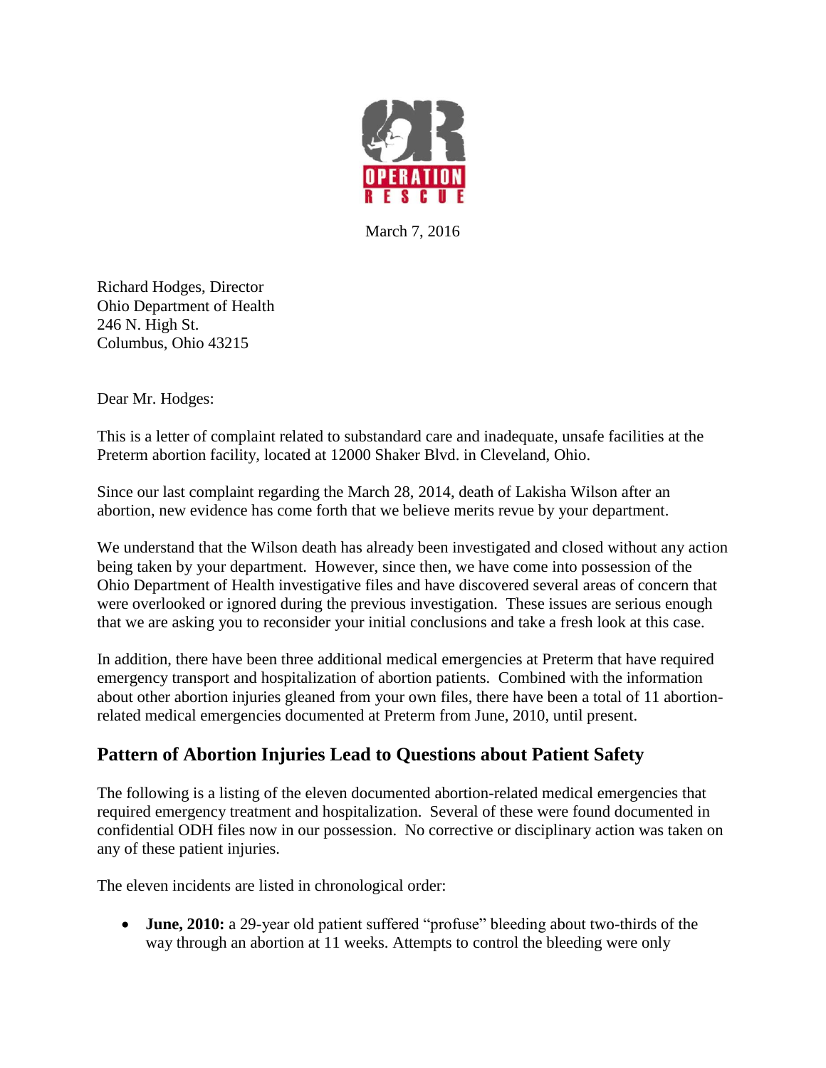OPERATION RESCUE

March 7, 2016

Richard Hodges, Director
Ohio Department of Health
246 N. High St.
Columbus, Ohio 43215

Dear Mr. Hodges:

This is a letter of complaint related to substandard care and inadequate, unsafe facilities at the Preterm abortion facility, located at 12000 Shaker Blvd. in Cleveland, Ohio.

Since our last complaint regarding the March 28, 2014, death of Lakisha Wilson after an abortion, new evidence has come forth that we believe merits revue by your department.

We understand that the Wilson death has already been investigated and closed without any action being taken by your department. However, since then, we have come into possession of the Ohio Department of Health investigative files and have discovered several areas of concern that were overlooked or ignored during the previous investigation. These issues are serious enough that we are asking you to reconsider your initial conclusions and take a fresh look at this case.

In addition, there have been three additional medical emergencies at Preterm that have required emergency transport and hospitalization of abortion patients. Combined with the information about other abortion injuries gleaned from your own files, there have been a total of 11 abortion-related medical emergencies documented at Preterm from June, 2010, until present.

## Pattern of Abortion Injuries Lead to Questions about Patient Safety

The following is a listing of the eleven documented abortion-related medical emergencies that required emergency treatment and hospitalization. Several of these were found documented in confidential ODH files now in our possession. No corrective or disciplinary action was taken on any of these patient injuries.

The eleven incidents are listed in chronological order:

- **June, 2010:** a 29-year old patient suffered "profuse" bleeding about two-thirds of the way through an abortion at 11 weeks. Attempts to control the bleeding were only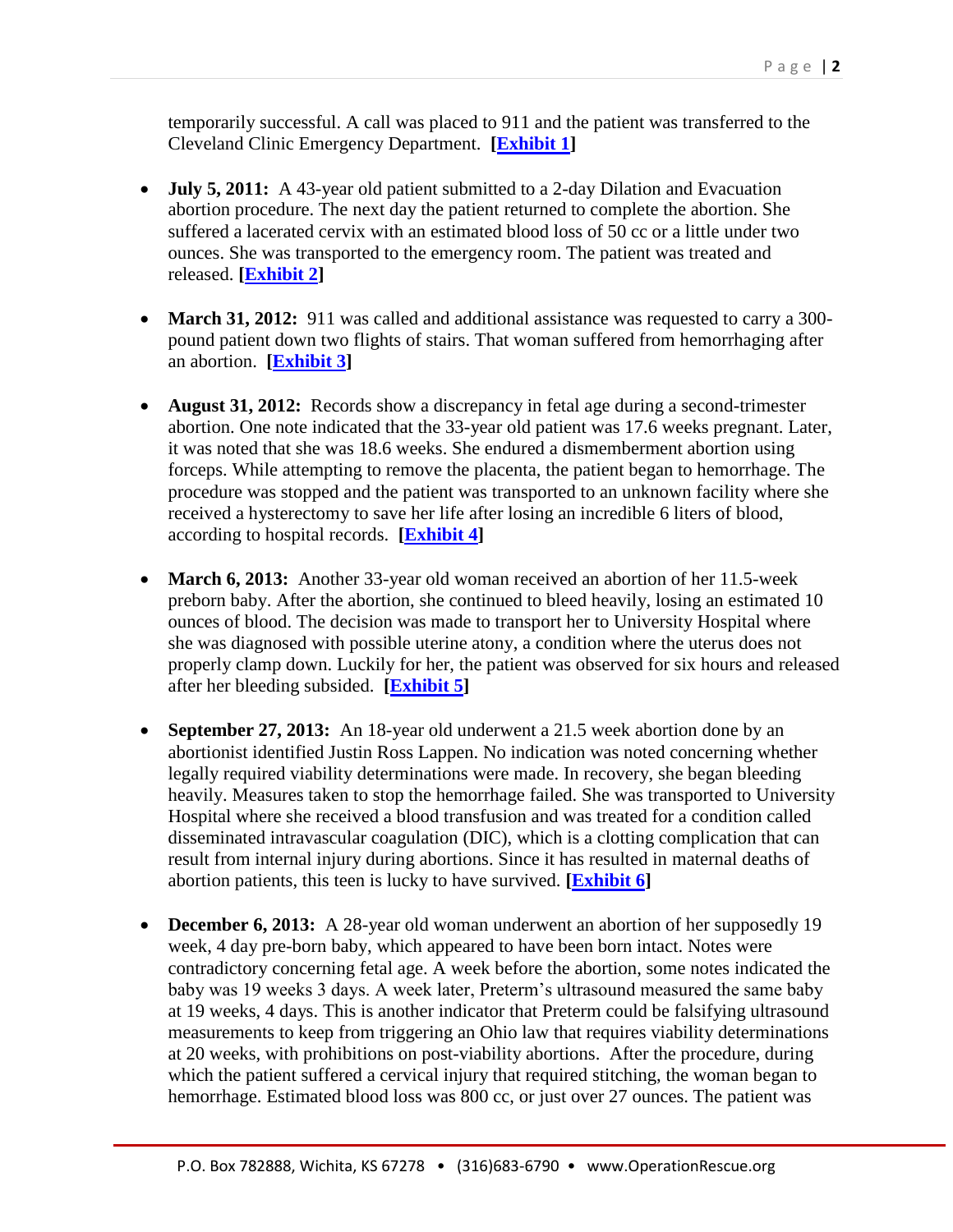temporarily successful. A call was placed to 911 and the patient was transferred to the Cleveland Clinic Emergency Department. **[Exhibit 1]**

- **July 5, 2011:** A 43-year old patient submitted to a 2-day Dilation and Evacuation abortion procedure. The next day the patient returned to complete the abortion. She suffered a lacerated cervix with an estimated blood loss of 50 cc or a little under two ounces. She was transported to the emergency room. The patient was treated and released. **[Exhibit 2]**

- **March 31, 2012:** 911 was called and additional assistance was requested to carry a 300-pound patient down two flights of stairs. That woman suffered from hemorrhaging after an abortion. **[Exhibit 3]**

- **August 31, 2012:** Records show a discrepancy in fetal age during a second-trimester abortion. One note indicated that the 33-year old patient was 17.6 weeks pregnant. Later, it was noted that she was 18.6 weeks. She endured a dismemberment abortion using forceps. While attempting to remove the placenta, the patient began to hemorrhage. The procedure was stopped and the patient was transported to an unknown facility where she received a hysterectomy to save her life after losing an incredible 6 liters of blood, according to hospital records. **[Exhibit 4]**

- **March 6, 2013:** Another 33-year old woman received an abortion of her 11.5-week preborn baby. After the abortion, she continued to bleed heavily, losing an estimated 10 ounces of blood. The decision was made to transport her to University Hospital where she was diagnosed with possible uterine atony, a condition where the uterus does not properly clamp down. Luckily for her, the patient was observed for six hours and released after her bleeding subsided. **[Exhibit 5]**

- **September 27, 2013:** An 18-year old underwent a 21.5 week abortion done by an abortionist identified Justin Ross Lappen. No indication was noted concerning whether legally required viability determinations were made. In recovery, she began bleeding heavily. Measures taken to stop the hemorrhage failed. She was transported to University Hospital where she received a blood transfusion and was treated for a condition called disseminated intravascular coagulation (DIC), which is a clotting complication that can result from internal injury during abortions. Since it has resulted in maternal deaths of abortion patients, this teen is lucky to have survived. **[Exhibit 6]**

- **December 6, 2013:** A 28-year old woman underwent an abortion of her supposedly 19 week, 4 day pre-born baby, which appeared to have been born intact. Notes were contradictory concerning fetal age. A week before the abortion, some notes indicated the baby was 19 weeks 3 days. A week later, Preterm's ultrasound measured the same baby at 19 weeks, 4 days. This is another indicator that Preterm could be falsifying ultrasound measurements to keep from triggering an Ohio law that requires viability determinations at 20 weeks, with prohibitions on post-viability abortions. After the procedure, during which the patient suffered a cervical injury that required stitching, the woman began to hemorrhage. Estimated blood loss was 800 cc, or just over 27 ounces. The patient was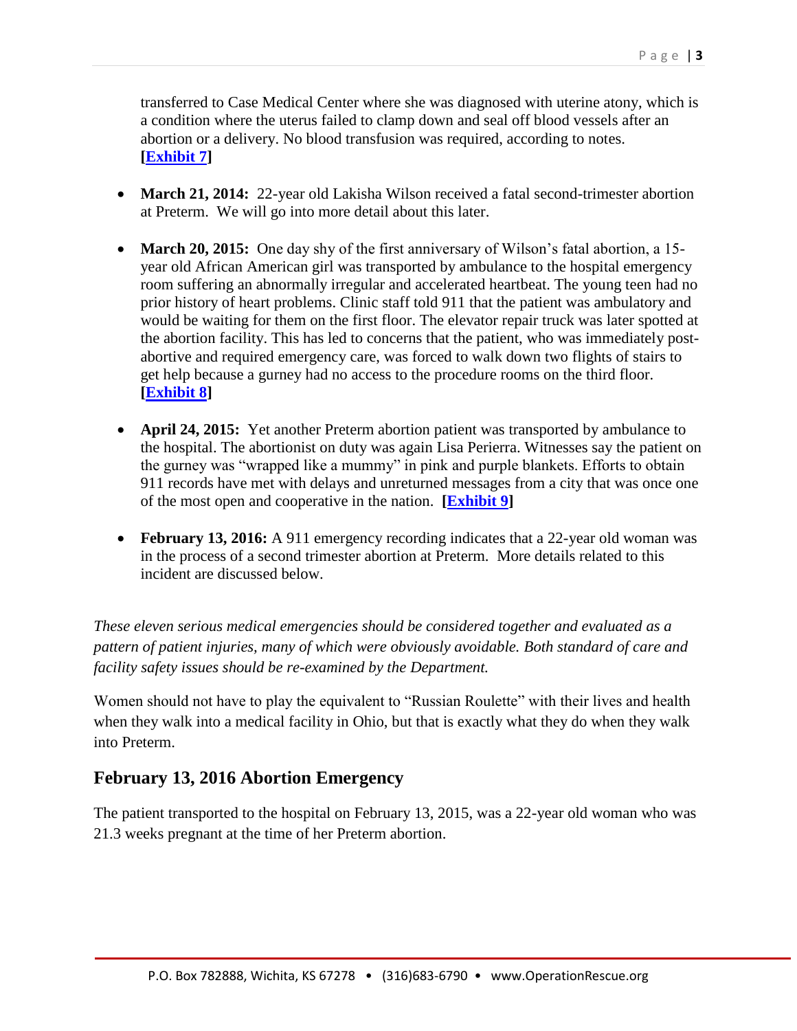transferred to Case Medical Center where she was diagnosed with uterine atony, which is a condition where the uterus failed to clamp down and seal off blood vessels after an abortion or a delivery. No blood transfusion was required, according to notes. **[Exhibit 7]**

- **March 21, 2014:** 22-year old Lakisha Wilson received a fatal second-trimester abortion at Preterm. We will go into more detail about this later.

- **March 20, 2015:** One day shy of the first anniversary of Wilson's fatal abortion, a 15-year old African American girl was transported by ambulance to the hospital emergency room suffering an abnormally irregular and accelerated heartbeat. The young teen had no prior history of heart problems. Clinic staff told 911 that the patient was ambulatory and would be waiting for them on the first floor. The elevator repair truck was later spotted at the abortion facility. This has led to concerns that the patient, who was immediately post-abortive and required emergency care, was forced to walk down two flights of stairs to get help because a gurney had no access to the procedure rooms on the third floor. **[Exhibit 8]**

- **April 24, 2015:** Yet another Preterm abortion patient was transported by ambulance to the hospital. The abortionist on duty was again Lisa Perierra. Witnesses say the patient on the gurney was "wrapped like a mummy" in pink and purple blankets. Efforts to obtain 911 records have met with delays and unreturned messages from a city that was once one of the most open and cooperative in the nation. **[Exhibit 9]**

- **February 13, 2016:** A 911 emergency recording indicates that a 22-year old woman was in the process of a second trimester abortion at Preterm. More details related to this incident are discussed below.

*These eleven serious medical emergencies should be considered together and evaluated as a pattern of patient injuries, many of which were obviously avoidable. Both standard of care and facility safety issues should be re-examined by the Department.*

Women should not have to play the equivalent to "Russian Roulette" with their lives and health when they walk into a medical facility in Ohio, but that is exactly what they do when they walk into Preterm.

## February 13, 2016 Abortion Emergency

The patient transported to the hospital on February 13, 2015, was a 22-year old woman who was 21.3 weeks pregnant at the time of her Preterm abortion.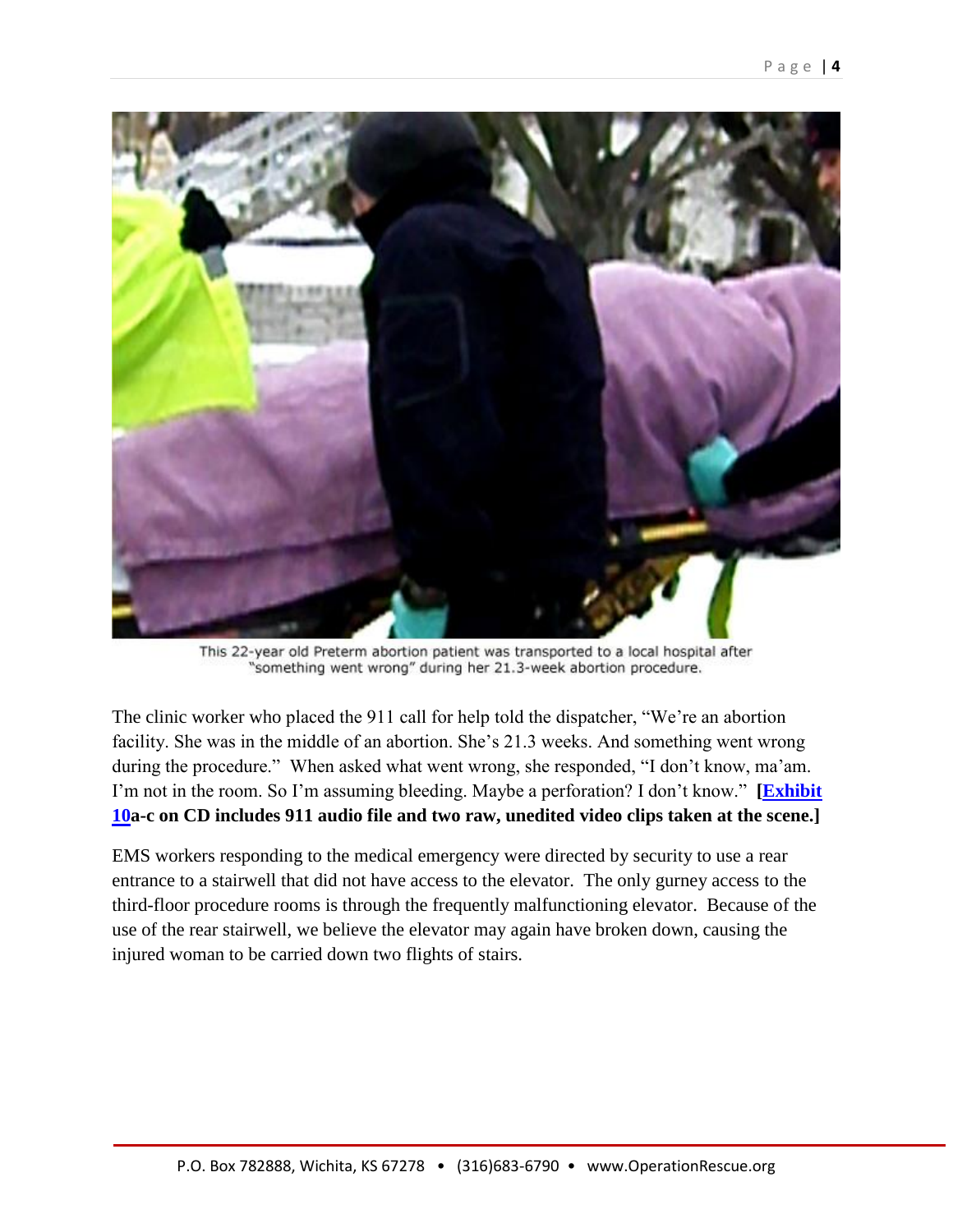This 22-year old Preterm abortion patient was transported to a local hospital after "something went wrong" during her 21.3-week abortion procedure.

The clinic worker who placed the 911 call for help told the dispatcher, "We're an abortion facility. She was in the middle of an abortion. She's 21.3 weeks. And something went wrong during the procedure." When asked what went wrong, she responded, "I don't know, ma'am. I'm not in the room. So I'm assuming bleeding. Maybe a perforation? I don't know." **[Exhibit 10a-c on CD includes 911 audio file and two raw, unedited video clips taken at the scene.]**

EMS workers responding to the medical emergency were directed by security to use a rear entrance to a stairwell that did not have access to the elevator. The only gurney access to the third-floor procedure rooms is through the frequently malfunctioning elevator. Because of the use of the rear stairwell, we believe the elevator may again have broken down, causing the injured woman to be carried down two flights of stairs.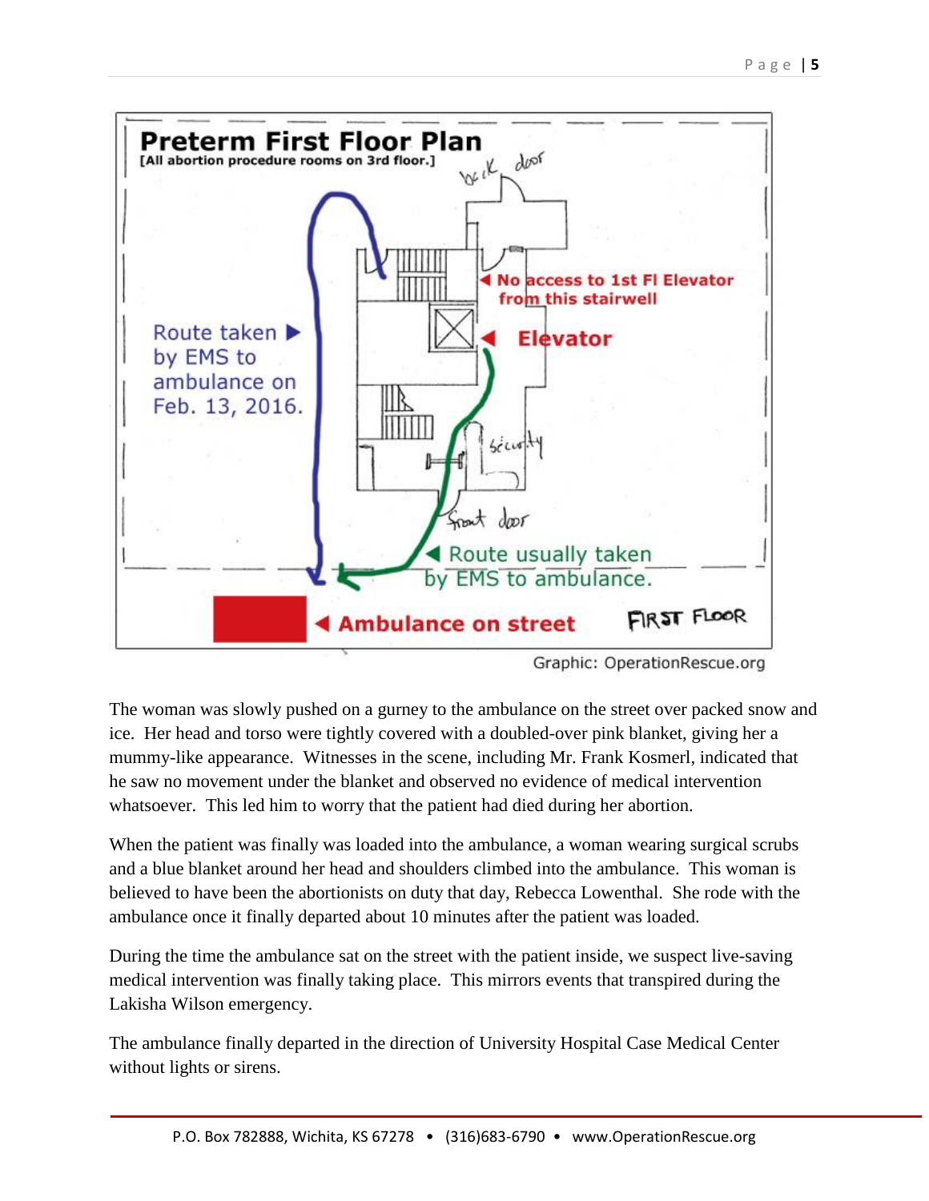Graphic: OperationRescue.org

The woman was slowly pushed on a gurney to the ambulance on the street over packed snow and ice. Her head and torso were tightly covered with a doubled-over pink blanket, giving her a mummy-like appearance. Witnesses in the scene, including Mr. Frank Kosmerl, indicated that he saw no movement under the blanket and observed no evidence of medical intervention whatsoever. This led him to worry that the patient had died during her abortion.

When the patient was finally was loaded into the ambulance, a woman wearing surgical scrubs and a blue blanket around her head and shoulders climbed into the ambulance. This woman is believed to have been the abortionists on duty that day, Rebecca Lowenthal. She rode with the ambulance once it finally departed about 10 minutes after the patient was loaded.

During the time the ambulance sat on the street with the patient inside, we suspect live-saving medical intervention was finally taking place. This mirrors events that transpired during the Lakisha Wilson emergency.

The ambulance finally departed in the direction of University Hospital Case Medical Center without lights or sirens.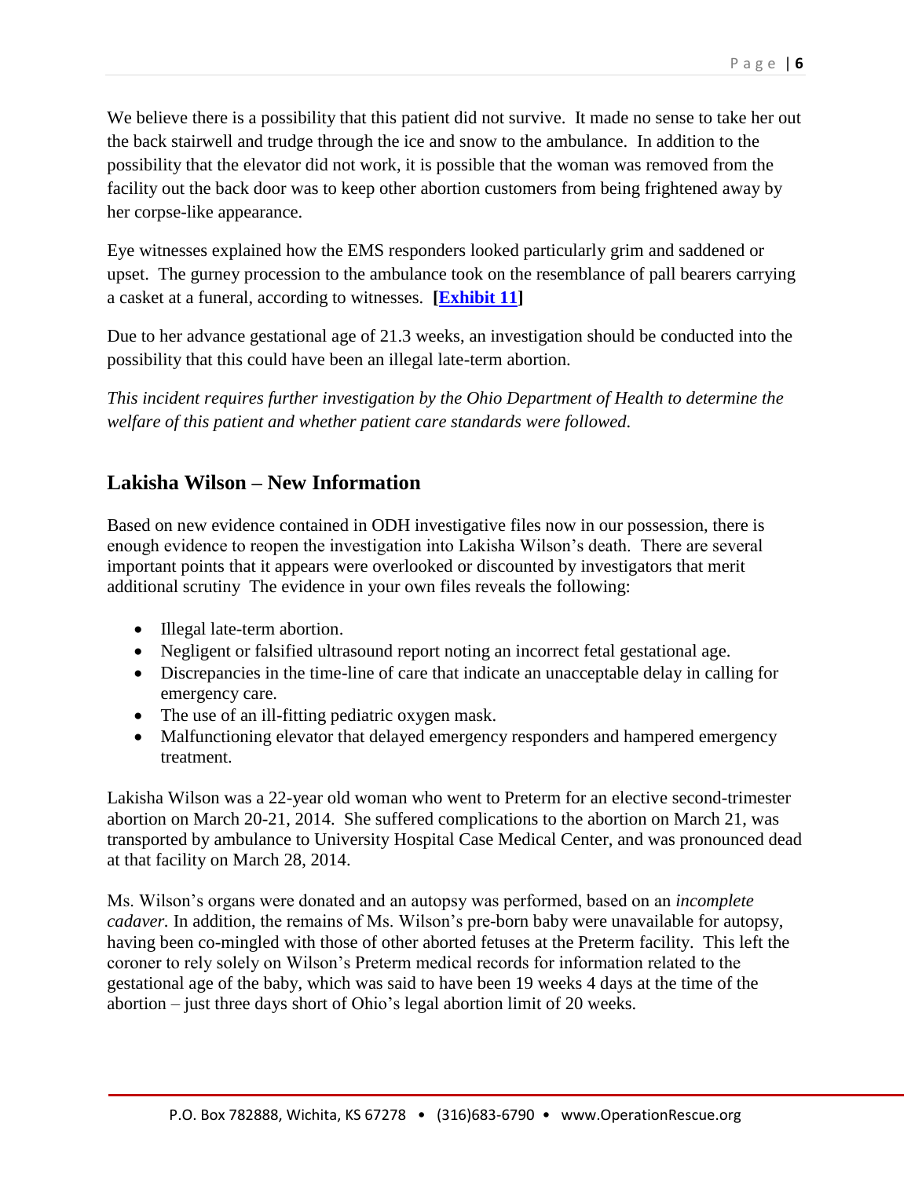We believe there is a possibility that this patient did not survive. It made no sense to take her out the back stairwell and trudge through the ice and snow to the ambulance. In addition to the possibility that the elevator did not work, it is possible that the woman was removed from the facility out the back door was to keep other abortion customers from being frightened away by her corpse-like appearance.

Eye witnesses explained how the EMS responders looked particularly grim and saddened or upset. The gurney procession to the ambulance took on the resemblance of pall bearers carrying a casket at a funeral, according to witnesses. **[Exhibit 11]**

Due to her advance gestational age of 21.3 weeks, an investigation should be conducted into the possibility that this could have been an illegal late-term abortion.

*This incident requires further investigation by the Ohio Department of Health to determine the welfare of this patient and whether patient care standards were followed.*

## Lakisha Wilson – New Information

Based on new evidence contained in ODH investigative files now in our possession, there is enough evidence to reopen the investigation into Lakisha Wilson's death. There are several important points that it appears were overlooked or discounted by investigators that merit additional scrutiny The evidence in your own files reveals the following:

- Illegal late-term abortion.
- Negligent or falsified ultrasound report noting an incorrect fetal gestational age.
- Discrepancies in the time-line of care that indicate an unacceptable delay in calling for emergency care.
- The use of an ill-fitting pediatric oxygen mask.
- Malfunctioning elevator that delayed emergency responders and hampered emergency treatment.

Lakisha Wilson was a 22-year old woman who went to Preterm for an elective second-trimester abortion on March 20-21, 2014. She suffered complications to the abortion on March 21, was transported by ambulance to University Hospital Case Medical Center, and was pronounced dead at that facility on March 28, 2014.

Ms. Wilson's organs were donated and an autopsy was performed, based on an *incomplete cadaver.* In addition, the remains of Ms. Wilson's pre-born baby were unavailable for autopsy, having been co-mingled with those of other aborted fetuses at the Preterm facility. This left the coroner to rely solely on Wilson's Preterm medical records for information related to the gestational age of the baby, which was said to have been 19 weeks 4 days at the time of the abortion – just three days short of Ohio's legal abortion limit of 20 weeks.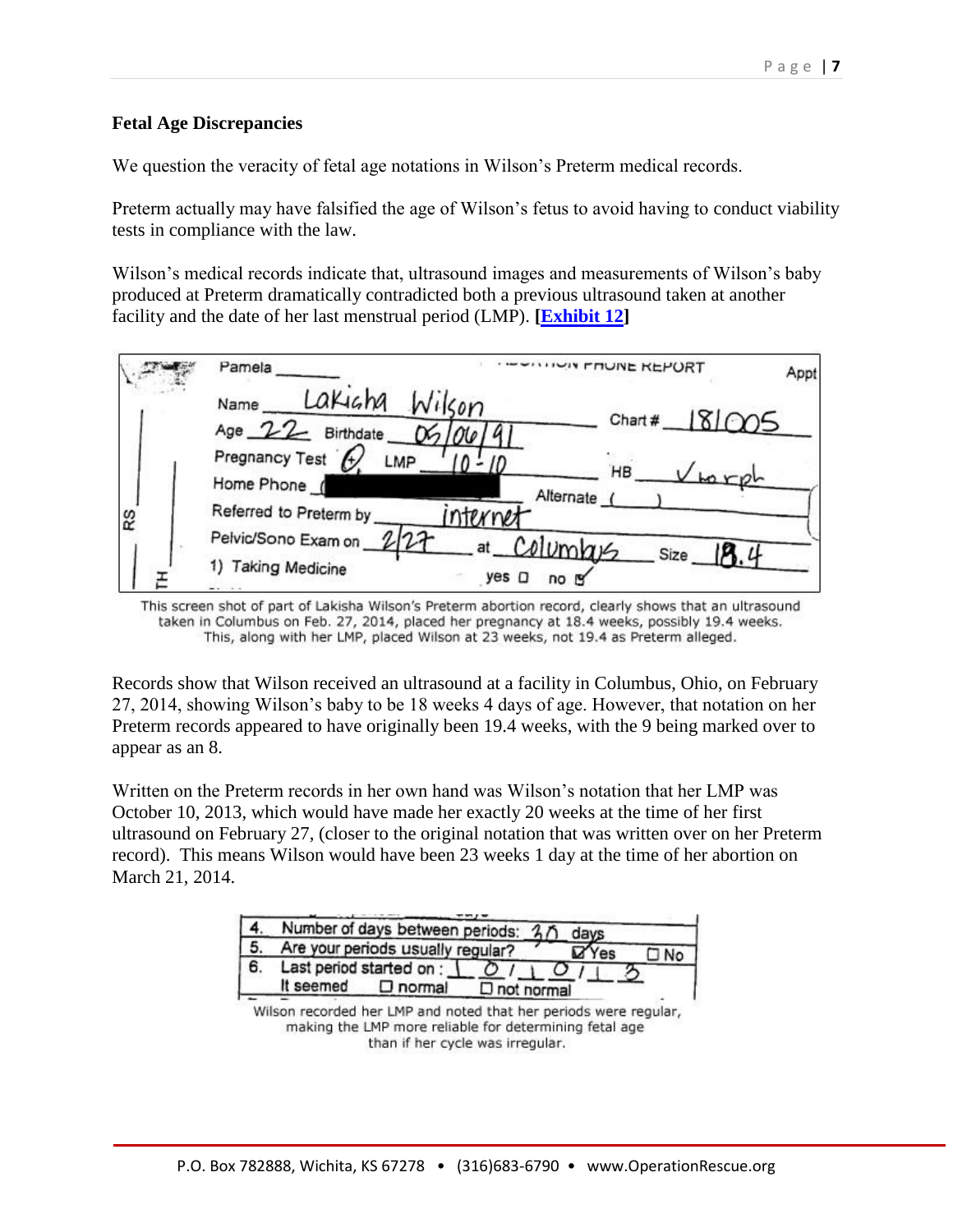### Fetal Age Discrepancies

We question the veracity of fetal age notations in Wilson's Preterm medical records.

Preterm actually may have falsified the age of Wilson's fetus to avoid having to conduct viability tests in compliance with the law.

Wilson's medical records indicate that, ultrasound images and measurements of Wilson's baby produced at Preterm dramatically contradicted both a previous ultrasound taken at another facility and the date of her last menstrual period (LMP). **[Exhibit 12]**

This screen shot of part of Lakisha Wilson's Preterm abortion record, clearly shows that an ultrasound taken in Columbus on Feb. 27, 2014, placed her pregnancy at 18.4 weeks, possibly 19.4 weeks. This, along with her LMP, placed Wilson at 23 weeks, not 19.4 as Preterm alleged.

Records show that Wilson received an ultrasound at a facility in Columbus, Ohio, on February 27, 2014, showing Wilson's baby to be 18 weeks 4 days of age. However, that notation on her Preterm records appeared to have originally been 19.4 weeks, with the 9 being marked over to appear as an 8.

Written on the Preterm records in her own hand was Wilson's notation that her LMP was October 10, 2013, which would have made her exactly 20 weeks at the time of her first ultrasound on February 27, (closer to the original notation that was written over on her Preterm record). This means Wilson would have been 23 weeks 1 day at the time of her abortion on March 21, 2014.

Wilson recorded her LMP and noted that her periods were regular, making the LMP more reliable for determining fetal age than if her cycle was irregular.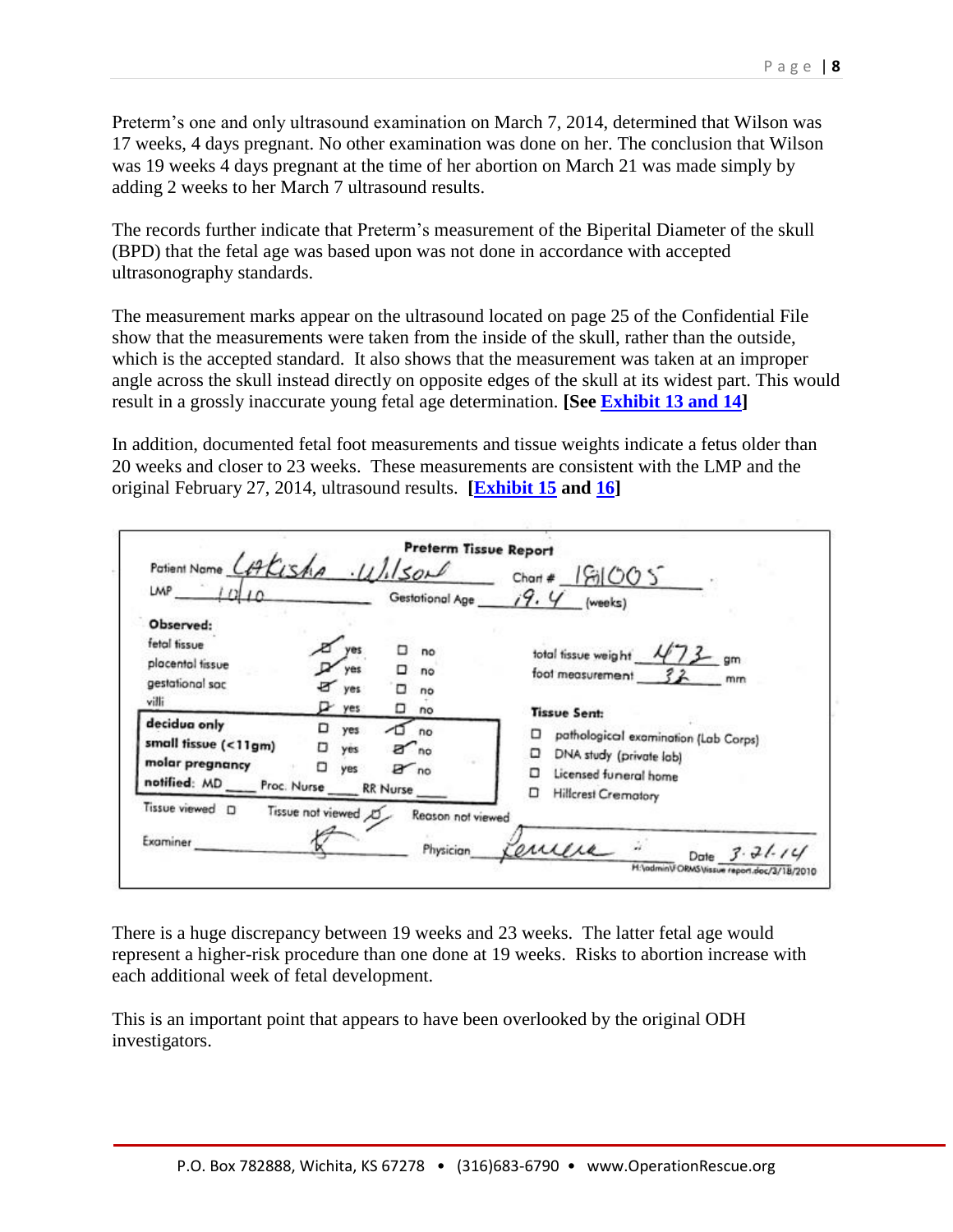Preterm's one and only ultrasound examination on March 7, 2014, determined that Wilson was 17 weeks, 4 days pregnant. No other examination was done on her. The conclusion that Wilson was 19 weeks 4 days pregnant at the time of her abortion on March 21 was made simply by adding 2 weeks to her March 7 ultrasound results.

The records further indicate that Preterm's measurement of the Biperital Diameter of the skull (BPD) that the fetal age was based upon was not done in accordance with accepted ultrasonography standards.

The measurement marks appear on the ultrasound located on page 25 of the Confidential File show that the measurements were taken from the inside of the skull, rather than the outside, which is the accepted standard. It also shows that the measurement was taken at an improper angle across the skull instead directly on opposite edges of the skull at its widest part. This would result in a grossly inaccurate young fetal age determination. **[See Exhibit 13 and 14]**

In addition, documented fetal foot measurements and tissue weights indicate a fetus older than 20 weeks and closer to 23 weeks. These measurements are consistent with the LMP and the original February 27, 2014, ultrasound results. **[Exhibit 15 and 16]**

**Preterm Tissue Report**

Patient Name Lakisha Wilson Chart # 181005

LMP 10/10 Gestational Age 19.4 (weeks)

**Observed:**

| | | |
|---|---|---|
| fetal tissue | ☑ yes | ☐ no |
| placental tissue | ☑ yes | ☐ no |
| gestational sac | ☑ yes | ☐ no |
| villi | ☑ yes | ☐ no |
| **decidua only** | ☐ yes | ☑ no |
| **small tissue (<11gm)** | ☐ yes | ☑ no |
| **molar pregnancy** | ☐ yes | ☑ no |

**notified:** MD ____ Proc. Nurse ____ RR Nurse ____

total tissue weight 473 gm

foot measurement 32 mm

**Tissue Sent:**

- ☐ pathological examination (Lab Corps)
- ☐ DNA study (private lab)
- ☐ Licensed funeral home
- ☐ Hillcrest Crematory

Tissue viewed ☐ Tissue not viewed ☑ Reason not viewed ____

Examiner ____ Physician ____ Date 3-21-14

H:\admin\FORMS\tissue report.doc/3/18/2010

There is a huge discrepancy between 19 weeks and 23 weeks. The latter fetal age would represent a higher-risk procedure than one done at 19 weeks. Risks to abortion increase with each additional week of fetal development.

This is an important point that appears to have been overlooked by the original ODH investigators.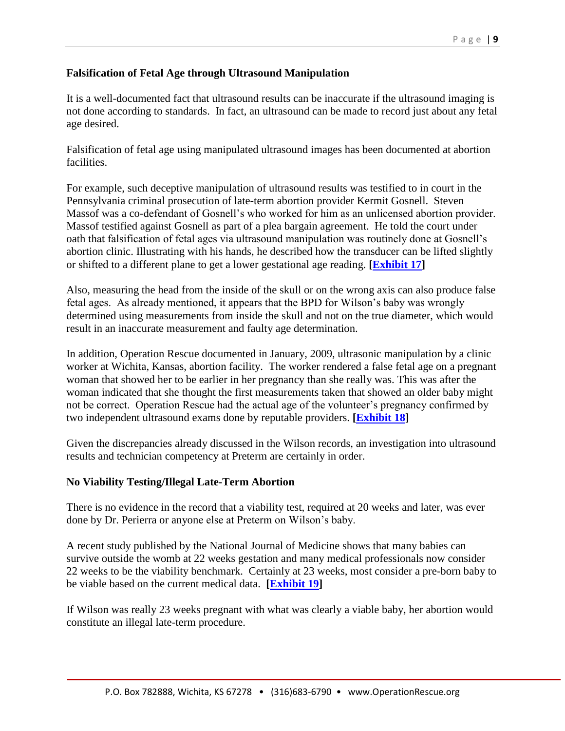**Falsification of Fetal Age through Ultrasound Manipulation**

It is a well-documented fact that ultrasound results can be inaccurate if the ultrasound imaging is not done according to standards. In fact, an ultrasound can be made to record just about any fetal age desired.

Falsification of fetal age using manipulated ultrasound images has been documented at abortion facilities.

For example, such deceptive manipulation of ultrasound results was testified to in court in the Pennsylvania criminal prosecution of late-term abortion provider Kermit Gosnell. Steven Massof was a co-defendant of Gosnell's who worked for him as an unlicensed abortion provider. Massof testified against Gosnell as part of a plea bargain agreement. He told the court under oath that falsification of fetal ages via ultrasound manipulation was routinely done at Gosnell's abortion clinic. Illustrating with his hands, he described how the transducer can be lifted slightly or shifted to a different plane to get a lower gestational age reading. **[Exhibit 17]**

Also, measuring the head from the inside of the skull or on the wrong axis can also produce false fetal ages. As already mentioned, it appears that the BPD for Wilson's baby was wrongly determined using measurements from inside the skull and not on the true diameter, which would result in an inaccurate measurement and faulty age determination.

In addition, Operation Rescue documented in January, 2009, ultrasonic manipulation by a clinic worker at Wichita, Kansas, abortion facility. The worker rendered a false fetal age on a pregnant woman that showed her to be earlier in her pregnancy than she really was. This was after the woman indicated that she thought the first measurements taken that showed an older baby might not be correct. Operation Rescue had the actual age of the volunteer's pregnancy confirmed by two independent ultrasound exams done by reputable providers. **[Exhibit 18]**

Given the discrepancies already discussed in the Wilson records, an investigation into ultrasound results and technician competency at Preterm are certainly in order.

**No Viability Testing/Illegal Late-Term Abortion**

There is no evidence in the record that a viability test, required at 20 weeks and later, was ever done by Dr. Perierra or anyone else at Preterm on Wilson's baby.

A recent study published by the National Journal of Medicine shows that many babies can survive outside the womb at 22 weeks gestation and many medical professionals now consider 22 weeks to be the viability benchmark. Certainly at 23 weeks, most consider a pre-born baby to be viable based on the current medical data. **[Exhibit 19]**

If Wilson was really 23 weeks pregnant with what was clearly a viable baby, her abortion would constitute an illegal late-term procedure.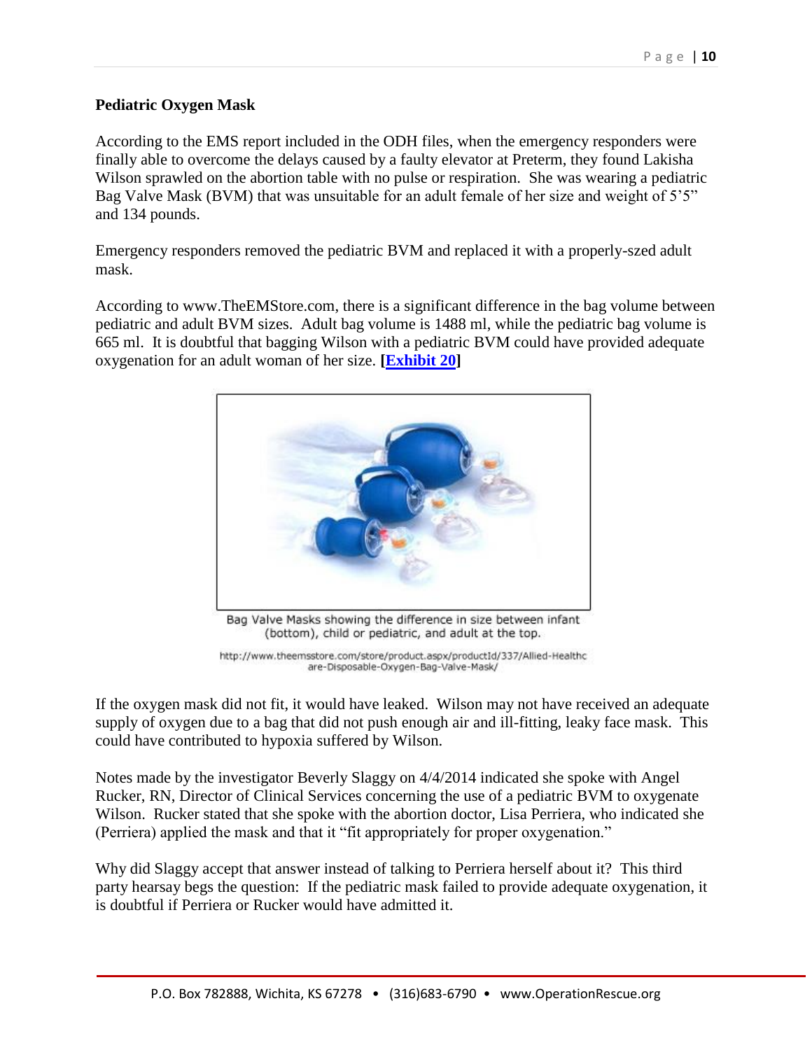**Pediatric Oxygen Mask**

According to the EMS report included in the ODH files, when the emergency responders were finally able to overcome the delays caused by a faulty elevator at Preterm, they found Lakisha Wilson sprawled on the abortion table with no pulse or respiration. She was wearing a pediatric Bag Valve Mask (BVM) that was unsuitable for an adult female of her size and weight of 5'5" and 134 pounds.

Emergency responders removed the pediatric BVM and replaced it with a properly-szed adult mask.

According to www.TheEMStore.com, there is a significant difference in the bag volume between pediatric and adult BVM sizes. Adult bag volume is 1488 ml, while the pediatric bag volume is 665 ml. It is doubtful that bagging Wilson with a pediatric BVM could have provided adequate oxygenation for an adult woman of her size. **[Exhibit 20]**

Bag Valve Masks showing the difference in size between infant (bottom), child or pediatric, and adult at the top.

http://www.theemsstore.com/store/product.aspx/productId/337/Allied-Healthcare-Disposable-Oxygen-Bag-Valve-Mask/

If the oxygen mask did not fit, it would have leaked. Wilson may not have received an adequate supply of oxygen due to a bag that did not push enough air and ill-fitting, leaky face mask. This could have contributed to hypoxia suffered by Wilson.

Notes made by the investigator Beverly Slaggy on 4/4/2014 indicated she spoke with Angel Rucker, RN, Director of Clinical Services concerning the use of a pediatric BVM to oxygenate Wilson. Rucker stated that she spoke with the abortion doctor, Lisa Perriera, who indicated she (Perriera) applied the mask and that it "fit appropriately for proper oxygenation."

Why did Slaggy accept that answer instead of talking to Perriera herself about it? This third party hearsay begs the question: If the pediatric mask failed to provide adequate oxygenation, it is doubtful if Perriera or Rucker would have admitted it.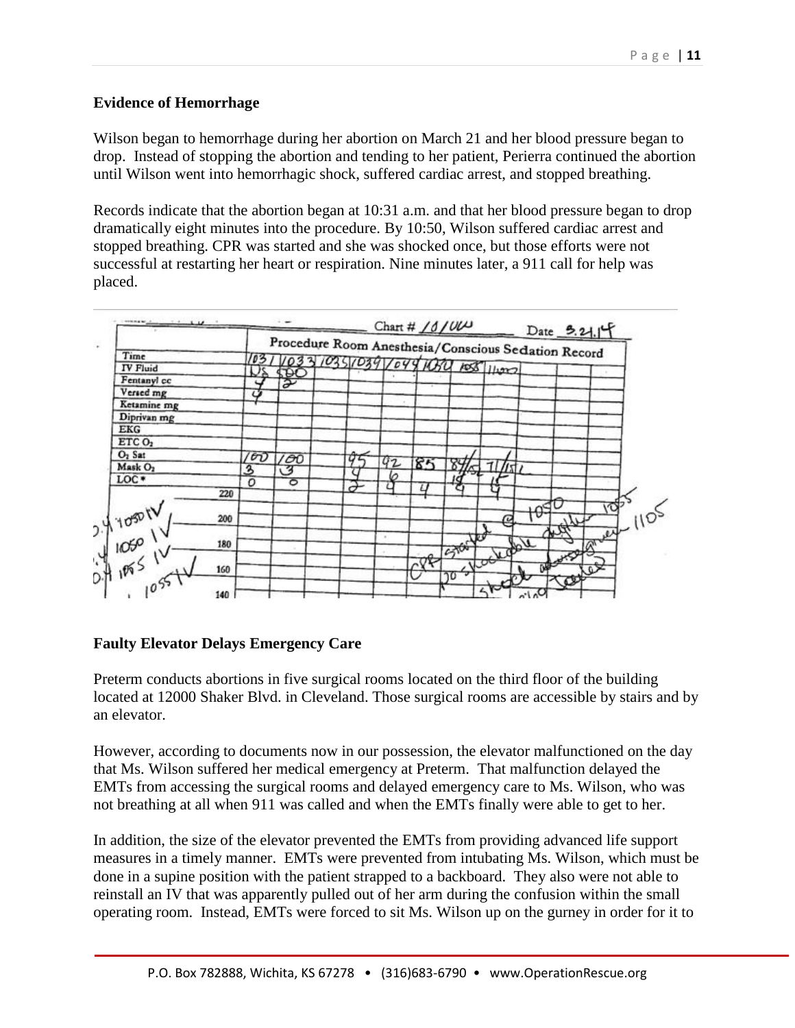### Evidence of Hemorrhage

Wilson began to hemorrhage during her abortion on March 21 and her blood pressure began to drop. Instead of stopping the abortion and tending to her patient, Perierra continued the abortion until Wilson went into hemorrhagic shock, suffered cardiac arrest, and stopped breathing.

Records indicate that the abortion began at 10:31 a.m. and that her blood pressure began to drop dramatically eight minutes into the procedure. By 10:50, Wilson suffered cardiac arrest and stopped breathing. CPR was started and she was shocked once, but those efforts were not successful at restarting her heart or respiration. Nine minutes later, a 911 call for help was placed.

Chart # 10/100 Date 3.21.14

**Procedure Room Anesthesia/Conscious Sedation Record**

| Time | 1031 | 1033 | 1035 | 1039 | 1044 | 1050 | 1055 | 1100 |
|---|---|---|---|---|---|---|---|---|
| IV Fluid | NS | 500 | | | | | | |
| Fentanyl cc | 4 | 2 | | | | | | |
| Versed mg | 4 | | | | | | | |
| Ketamine mg | | | | | | | | |
| Diprivan mg | | | | | | | | |
| EKG | | | | | | | | |
| ETC $O_2$ | | | | | | | | |
| $O_2$ Sat | 100 | 100 | 95 | 92 | 85 | 84/50 | 71/15 | |
| Mask $O_2$ | 3 | 3 | 4 | 6 | | | | |
| LOC * | 0 | 0 | 2 | 4 | 4 | 4 | 4 | |

0.4 1050 IV
0.4 1050 IV
0.4 1055 IV
1055 IV

CPR started @ 1050 ... no shockable ... shock ... 1055 ... 1105

### Faulty Elevator Delays Emergency Care

Preterm conducts abortions in five surgical rooms located on the third floor of the building located at 12000 Shaker Blvd. in Cleveland. Those surgical rooms are accessible by stairs and by an elevator.

However, according to documents now in our possession, the elevator malfunctioned on the day that Ms. Wilson suffered her medical emergency at Preterm. That malfunction delayed the EMTs from accessing the surgical rooms and delayed emergency care to Ms. Wilson, who was not breathing at all when 911 was called and when the EMTs finally were able to get to her.

In addition, the size of the elevator prevented the EMTs from providing advanced life support measures in a timely manner. EMTs were prevented from intubating Ms. Wilson, which must be done in a supine position with the patient strapped to a backboard. They also were not able to reinstall an IV that was apparently pulled out of her arm during the confusion within the small operating room. Instead, EMTs were forced to sit Ms. Wilson up on the gurney in order for it to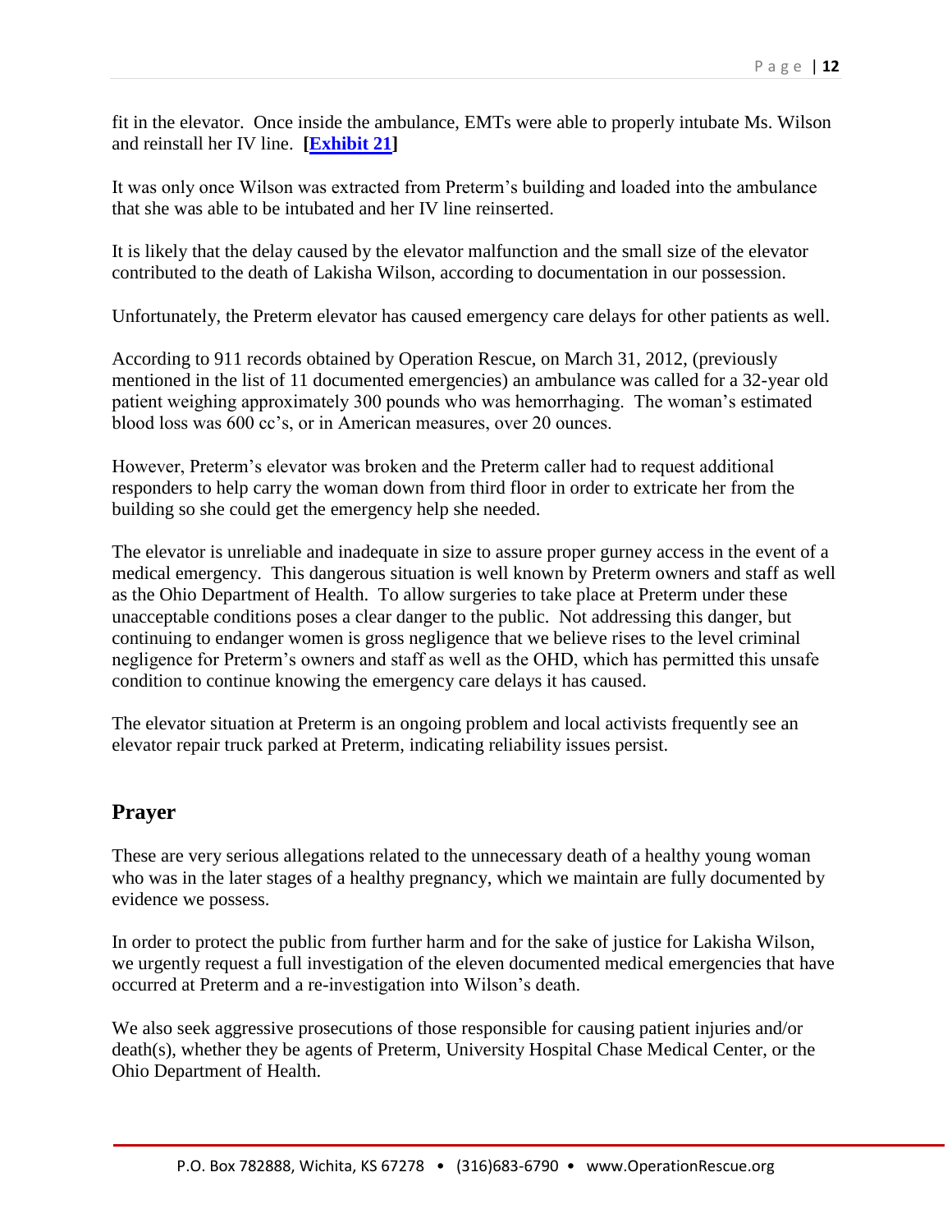fit in the elevator. Once inside the ambulance, EMTs were able to properly intubate Ms. Wilson and reinstall her IV line. **[Exhibit 21]**

It was only once Wilson was extracted from Preterm's building and loaded into the ambulance that she was able to be intubated and her IV line reinserted.

It is likely that the delay caused by the elevator malfunction and the small size of the elevator contributed to the death of Lakisha Wilson, according to documentation in our possession.

Unfortunately, the Preterm elevator has caused emergency care delays for other patients as well.

According to 911 records obtained by Operation Rescue, on March 31, 2012, (previously mentioned in the list of 11 documented emergencies) an ambulance was called for a 32-year old patient weighing approximately 300 pounds who was hemorrhaging. The woman's estimated blood loss was 600 cc's, or in American measures, over 20 ounces.

However, Preterm's elevator was broken and the Preterm caller had to request additional responders to help carry the woman down from third floor in order to extricate her from the building so she could get the emergency help she needed.

The elevator is unreliable and inadequate in size to assure proper gurney access in the event of a medical emergency. This dangerous situation is well known by Preterm owners and staff as well as the Ohio Department of Health. To allow surgeries to take place at Preterm under these unacceptable conditions poses a clear danger to the public. Not addressing this danger, but continuing to endanger women is gross negligence that we believe rises to the level criminal negligence for Preterm's owners and staff as well as the OHD, which has permitted this unsafe condition to continue knowing the emergency care delays it has caused.

The elevator situation at Preterm is an ongoing problem and local activists frequently see an elevator repair truck parked at Preterm, indicating reliability issues persist.

## Prayer

These are very serious allegations related to the unnecessary death of a healthy young woman who was in the later stages of a healthy pregnancy, which we maintain are fully documented by evidence we possess.

In order to protect the public from further harm and for the sake of justice for Lakisha Wilson, we urgently request a full investigation of the eleven documented medical emergencies that have occurred at Preterm and a re-investigation into Wilson's death.

We also seek aggressive prosecutions of those responsible for causing patient injuries and/or death(s), whether they be agents of Preterm, University Hospital Chase Medical Center, or the Ohio Department of Health.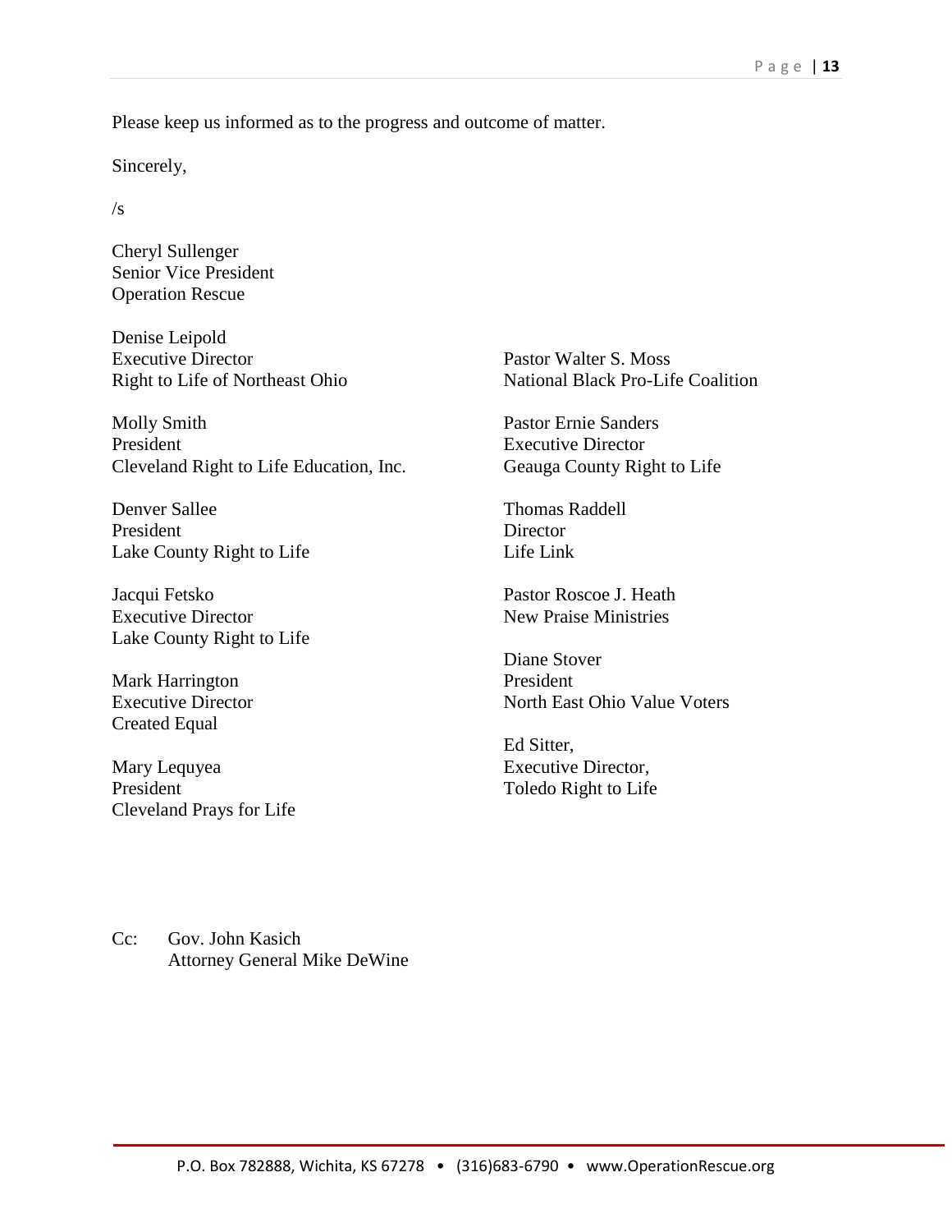Please keep us informed as to the progress and outcome of matter.

Sincerely,

/s

Cheryl Sullenger
Senior Vice President
Operation Rescue

Denise Leipold
Executive Director
Right to Life of Northeast Ohio

Molly Smith
President
Cleveland Right to Life Education, Inc.

Denver Sallee
President
Lake County Right to Life

Jacqui Fetsko
Executive Director
Lake County Right to Life

Mark Harrington
Executive Director
Created Equal

Mary Lequyea
President
Cleveland Prays for Life

Pastor Walter S. Moss
National Black Pro-Life Coalition

Pastor Ernie Sanders
Executive Director
Geauga County Right to Life

Thomas Raddell
Director
Life Link

Pastor Roscoe J. Heath
New Praise Ministries

Diane Stover
President
North East Ohio Value Voters

Ed Sitter,
Executive Director,
Toledo Right to Life

Cc: Gov. John Kasich
Attorney General Mike DeWine